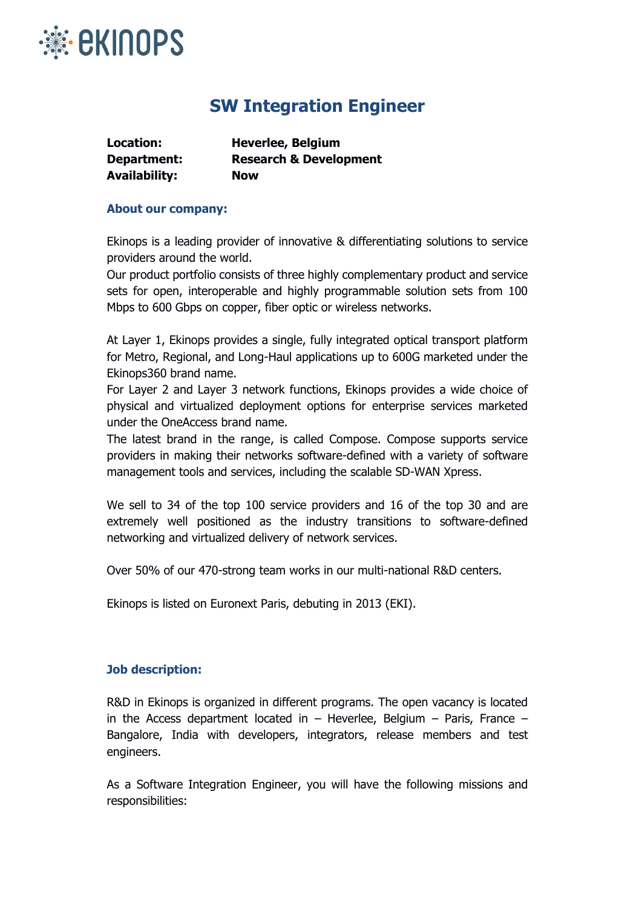# SW Integration Engineer

**Location:** **Heverlee, Belgium**
**Department:** **Research & Development**
**Availability:** **Now**

### About our company:

Ekinops is a leading provider of innovative & differentiating solutions to service providers around the world.
Our product portfolio consists of three highly complementary product and service sets for open, interoperable and highly programmable solution sets from 100 Mbps to 600 Gbps on copper, fiber optic or wireless networks.

At Layer 1, Ekinops provides a single, fully integrated optical transport platform for Metro, Regional, and Long-Haul applications up to 600G marketed under the Ekinops360 brand name.
For Layer 2 and Layer 3 network functions, Ekinops provides a wide choice of physical and virtualized deployment options for enterprise services marketed under the OneAccess brand name.
The latest brand in the range, is called Compose. Compose supports service providers in making their networks software-defined with a variety of software management tools and services, including the scalable SD-WAN Xpress.

We sell to 34 of the top 100 service providers and 16 of the top 30 and are extremely well positioned as the industry transitions to software-defined networking and virtualized delivery of network services.

Over 50% of our 470-strong team works in our multi-national R&D centers.

Ekinops is listed on Euronext Paris, debuting in 2013 (EKI).

### Job description:

R&D in Ekinops is organized in different programs. The open vacancy is located in the Access department located in – Heverlee, Belgium – Paris, France – Bangalore, India with developers, integrators, release members and test engineers.

As a Software Integration Engineer, you will have the following missions and responsibilities: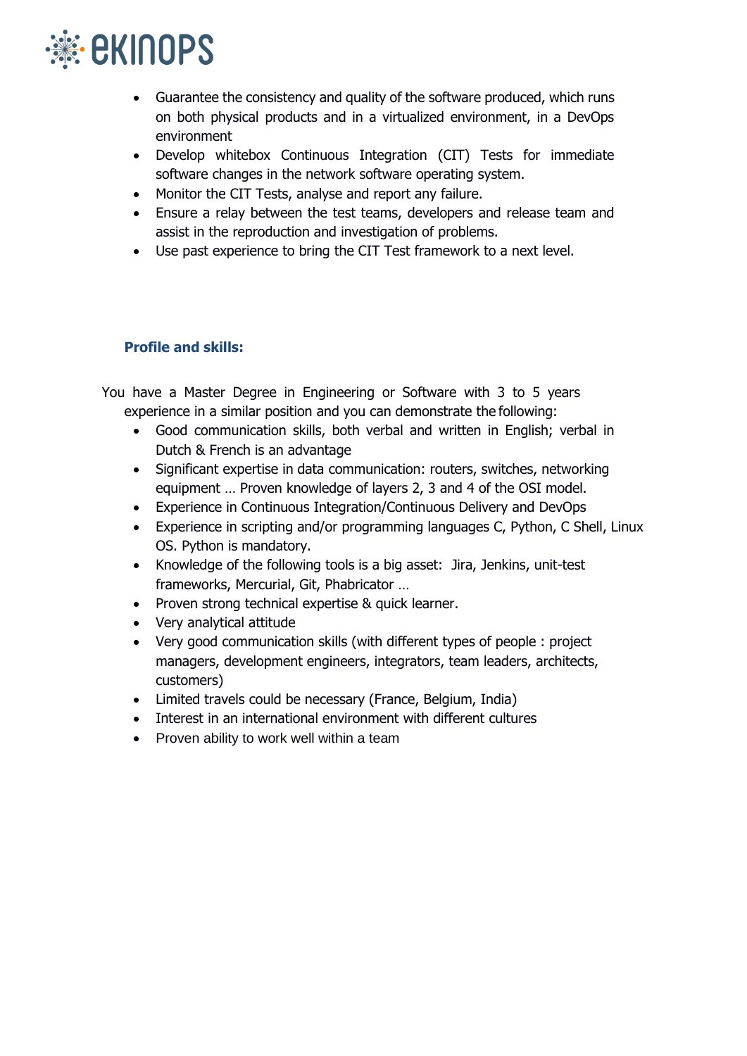- Guarantee the consistency and quality of the software produced, which runs on both physical products and in a virtualized environment, in a DevOps environment
- Develop whitebox Continuous Integration (CIT) Tests for immediate software changes in the network software operating system.
- Monitor the CIT Tests, analyse and report any failure.
- Ensure a relay between the test teams, developers and release team and assist in the reproduction and investigation of problems.
- Use past experience to bring the CIT Test framework to a next level.

### Profile and skills:

You have a Master Degree in Engineering or Software with 3 to 5 years experience in a similar position and you can demonstrate the following:

- Good communication skills, both verbal and written in English; verbal in Dutch & French is an advantage
- Significant expertise in data communication: routers, switches, networking equipment … Proven knowledge of layers 2, 3 and 4 of the OSI model.
- Experience in Continuous Integration/Continuous Delivery and DevOps
- Experience in scripting and/or programming languages C, Python, C Shell, Linux OS. Python is mandatory.
- Knowledge of the following tools is a big asset: Jira, Jenkins, unit-test frameworks, Mercurial, Git, Phabricator …
- Proven strong technical expertise & quick learner.
- Very analytical attitude
- Very good communication skills (with different types of people : project managers, development engineers, integrators, team leaders, architects, customers)
- Limited travels could be necessary (France, Belgium, India)
- Interest in an international environment with different cultures
- Proven ability to work well within a team